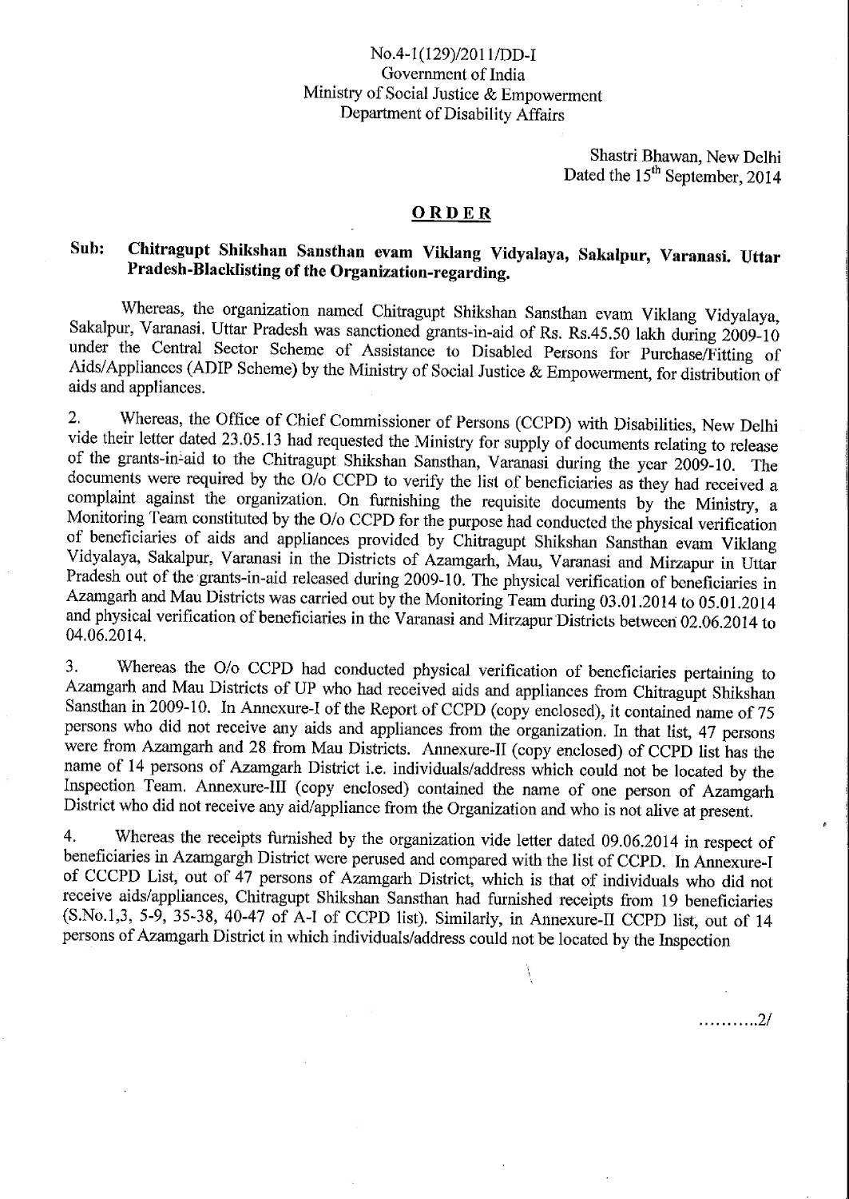No.4-1(129)/2011/DD-I
Government of India
Ministry of Social Justice & Empowerment
Department of Disability Affairs

Shastri Bhawan, New Delhi
Dated the 15th September, 2014

# ORDER

**Sub: Chitragupt Shikshan Sansthan evam Viklang Vidyalaya, Sakalpur, Varanasi. Uttar Pradesh-Blacklisting of the Organization-regarding.**

Whereas, the organization named Chitragupt Shikshan Sansthan evam Viklang Vidyalaya, Sakalpur, Varanasi. Uttar Pradesh was sanctioned grants-in-aid of Rs. Rs.45.50 lakh during 2009-10 under the Central Sector Scheme of Assistance to Disabled Persons for Purchase/Fitting of Aids/Appliances (ADIP Scheme) by the Ministry of Social Justice & Empowerment, for distribution of aids and appliances.

2. Whereas, the Office of Chief Commissioner of Persons (CCPD) with Disabilities, New Delhi vide their letter dated 23.05.13 had requested the Ministry for supply of documents relating to release of the grants-in-aid to the Chitragupt Shikshan Sansthan, Varanasi during the year 2009-10. The documents were required by the O/o CCPD to verify the list of beneficiaries as they had received a complaint against the organization. On furnishing the requisite documents by the Ministry, a Monitoring Team constituted by the O/o CCPD for the purpose had conducted the physical verification of beneficiaries of aids and appliances provided by Chitragupt Shikshan Sansthan evam Viklang Vidyalaya, Sakalpur, Varanasi in the Districts of Azamgarh, Mau, Varanasi and Mirzapur in Uttar Pradesh out of the grants-in-aid released during 2009-10. The physical verification of beneficiaries in Azamgarh and Mau Districts was carried out by the Monitoring Team during 03.01.2014 to 05.01.2014 and physical verification of beneficiaries in the Varanasi and Mirzapur Districts between 02.06.2014 to 04.06.2014.

3. Whereas the O/o CCPD had conducted physical verification of beneficiaries pertaining to Azamgarh and Mau Districts of UP who had received aids and appliances from Chitragupt Shikshan Sansthan in 2009-10. In Annexure-I of the Report of CCPD (copy enclosed), it contained name of 75 persons who did not receive any aids and appliances from the organization. In that list, 47 persons were from Azamgarh and 28 from Mau Districts. Annexure-II (copy enclosed) of CCPD list has the name of 14 persons of Azamgarh District i.e. individuals/address which could not be located by the Inspection Team. Annexure-III (copy enclosed) contained the name of one person of Azamgarh District who did not receive any aid/appliance from the Organization and who is not alive at present.

4. Whereas the receipts furnished by the organization vide letter dated 09.06.2014 in respect of beneficiaries in Azamgargh District were perused and compared with the list of CCPD. In Annexure-I of CCCPD List, out of 47 persons of Azamgarh District, which is that of individuals who did not receive aids/appliances, Chitragupt Shikshan Sansthan had furnished receipts from 19 beneficiaries (S.No.1,3, 5-9, 35-38, 40-47 of A-I of CCPD list). Similarly, in Annexure-II CCPD list, out of 14 persons of Azamgarh District in which individuals/address could not be located by the Inspection

..........2/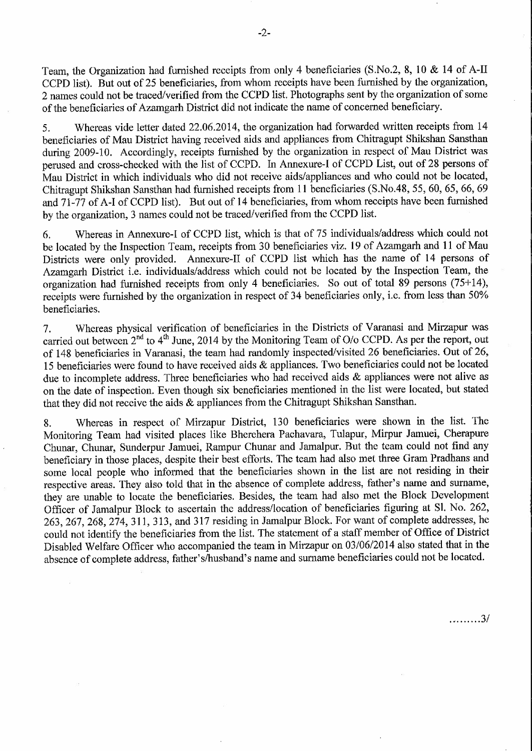Team, the Organization had furnished receipts from only 4 beneficiaries (S.No.2, 8, 10 & 14 of A-II CCPD list). But out of 25 beneficiaries, from whom receipts have been furnished by the organization, 2 names could not be traced/verified from the CCPD list. Photographs sent by the organization of some of the beneficiaries of Azamgarh District did not indicate the name of concerned beneficiary.

5. Whereas vide letter dated 22.06.2014, the organization had forwarded written receipts from 14 beneficiaries of Mau District having received aids and appliances from Chitragupt Shikshan Sansthan during 2009-10. Accordingly, receipts furnished by the organization in respect of Mau District was perused and cross-checked with the list of CCPD. In Annexure-I of CCPD List, out of 28 persons of Mau District in which individuals who did not receive aids/appliances and who could not be located, Chitragupt Shikshan Sansthan had furnished receipts from 11 beneficiaries (S.No.48, 55, 60, 65, 66, 69 and 71-77 of A-I of CCPD list). But out of 14 beneficiaries, from whom receipts have been furnished by the organization, 3 names could not be traced/verified from the CCPD list.

6. Whereas in Annexure-I of CCPD list, which is that of 75 individuals/address which could not be located by the Inspection Team, receipts from 30 beneficiaries viz. 19 of Azamgarh and 11 of Mau Districts were only provided. Annexure-II of CCPD list which has the name of 14 persons of Azamgarh District i.e. individuals/address which could not be located by the Inspection Team, the organization had furnished receipts from only 4 beneficiaries. So out of total 89 persons (75+14), receipts were furnished by the organization in respect of 34 beneficiaries only, i.e. from less than 50% beneficiaries.

7. Whereas physical verification of beneficiaries in the Districts of Varanasi and Mirzapur was carried out between 2nd to 4th June, 2014 by the Monitoring Team of O/o CCPD. As per the report, out of 148 beneficiaries in Varanasi, the team had randomly inspected/visited 26 beneficiaries. Out of 26, 15 beneficiaries were found to have received aids & appliances. Two beneficiaries could not be located due to incomplete address. Three beneficiaries who had received aids & appliances were not alive as on the date of inspection. Even though six beneficiaries mentioned in the list were located, but stated that they did not receive the aids & appliances from the Chitragupt Shikshan Sansthan.

8. Whereas in respect of Mirzapur District, 130 beneficiaries were shown in the list. The Monitoring Team had visited places like Bherchera Pachavara, Tulapur, Mirpur Jamuei, Cherapure Chunar, Chunar, Sunderpur Jamuei, Rampur Chunar and Jamalpur. But the team could not find any beneficiary in those places, despite their best efforts. The team had also met three Gram Pradhans and some local people who informed that the beneficiaries shown in the list are not residing in their respective areas. They also told that in the absence of complete address, father's name and surname, they are unable to locate the beneficiaries. Besides, the team had also met the Block Development Officer of Jamalpur Block to ascertain the address/location of beneficiaries figuring at Sl. No. 262, 263, 267, 268, 274, 311, 313, and 317 residing in Jamalpur Block. For want of complete addresses, he could not identify the beneficiaries from the list. The statement of a staff member of Office of District Disabled Welfare Officer who accompanied the team in Mirzapur on 03/06/2014 also stated that in the absence of complete address, father's/husband's name and surname beneficiaries could not be located.

.........3/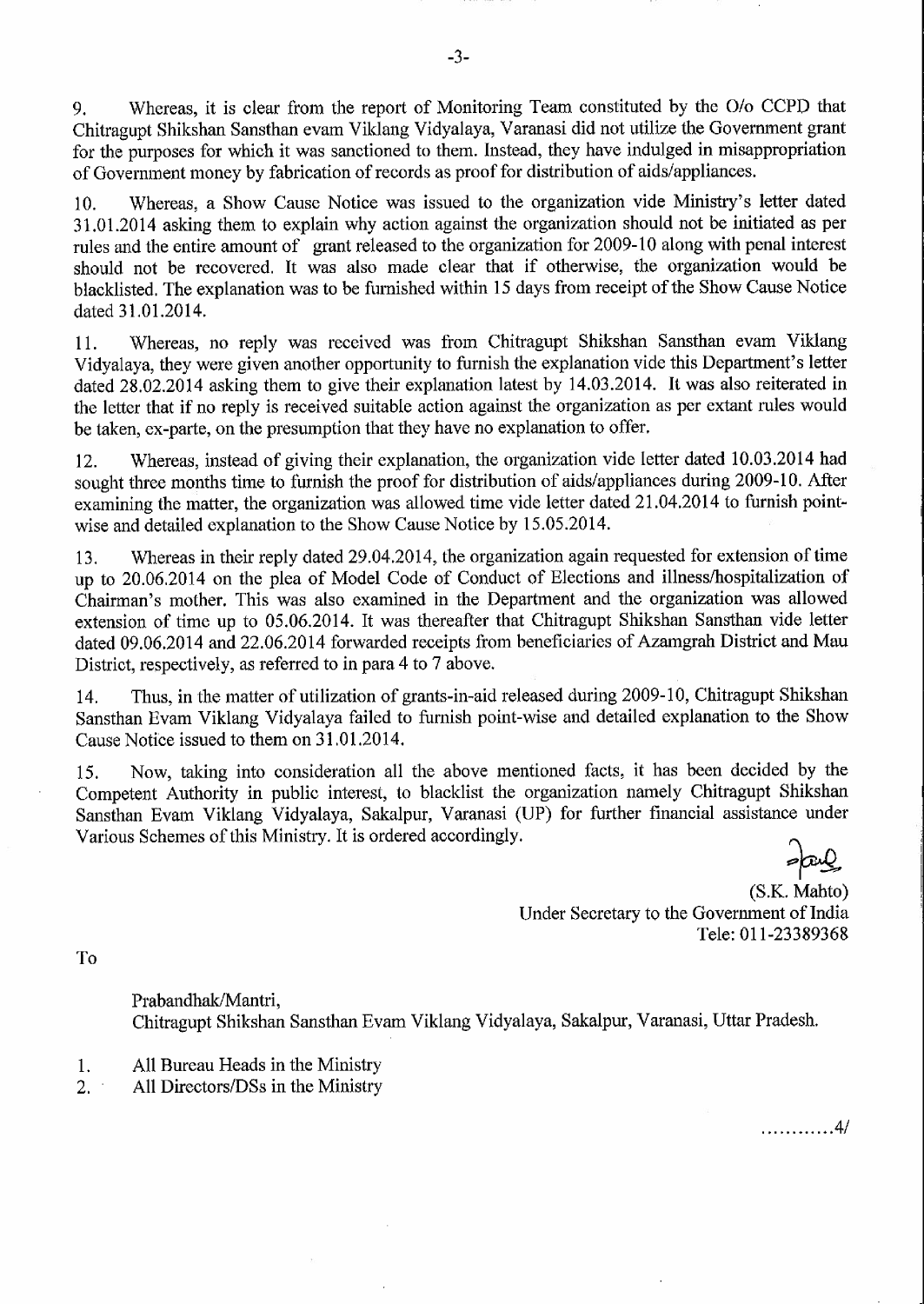9. Whereas, it is clear from the report of Monitoring Team constituted by the O/o CCPD that Chitragupt Shikshan Sansthan evam Viklang Vidyalaya, Varanasi did not utilize the Government grant for the purposes for which it was sanctioned to them. Instead, they have indulged in misappropriation of Government money by fabrication of records as proof for distribution of aids/appliances.

10. Whereas, a Show Cause Notice was issued to the organization vide Ministry's letter dated 31.01.2014 asking them to explain why action against the organization should not be initiated as per rules and the entire amount of grant released to the organization for 2009-10 along with penal interest should not be recovered. It was also made clear that if otherwise, the organization would be blacklisted. The explanation was to be furnished within 15 days from receipt of the Show Cause Notice dated 31.01.2014.

11. Whereas, no reply was received was from Chitragupt Shikshan Sansthan evam Viklang Vidyalaya, they were given another opportunity to furnish the explanation vide this Department's letter dated 28.02.2014 asking them to give their explanation latest by 14.03.2014. It was also reiterated in the letter that if no reply is received suitable action against the organization as per extant rules would be taken, ex-parte, on the presumption that they have no explanation to offer.

12. Whereas, instead of giving their explanation, the organization vide letter dated 10.03.2014 had sought three months time to furnish the proof for distribution of aids/appliances during 2009-10. After examining the matter, the organization was allowed time vide letter dated 21.04.2014 to furnish point-wise and detailed explanation to the Show Cause Notice by 15.05.2014.

13. Whereas in their reply dated 29.04.2014, the organization again requested for extension of time up to 20.06.2014 on the plea of Model Code of Conduct of Elections and illness/hospitalization of Chairman's mother. This was also examined in the Department and the organization was allowed extension of time up to 05.06.2014. It was thereafter that Chitragupt Shikshan Sansthan vide letter dated 09.06.2014 and 22.06.2014 forwarded receipts from beneficiaries of Azamgrah District and Mau District, respectively, as referred to in para 4 to 7 above.

14. Thus, in the matter of utilization of grants-in-aid released during 2009-10, Chitragupt Shikshan Sansthan Evam Viklang Vidyalaya failed to furnish point-wise and detailed explanation to the Show Cause Notice issued to them on 31.01.2014.

15. Now, taking into consideration all the above mentioned facts, it has been decided by the Competent Authority in public interest, to blacklist the organization namely Chitragupt Shikshan Sansthan Evam Viklang Vidyalaya, Sakalpur, Varanasi (UP) for further financial assistance under Various Schemes of this Ministry. It is ordered accordingly.

(S.K. Mahto)
Under Secretary to the Government of India
Tele: 011-23389368

To

Prabandhak/Mantri,
Chitragupt Shikshan Sansthan Evam Viklang Vidyalaya, Sakalpur, Varanasi, Uttar Pradesh.

1. All Bureau Heads in the Ministry
2. All Directors/DSs in the Ministry

............4/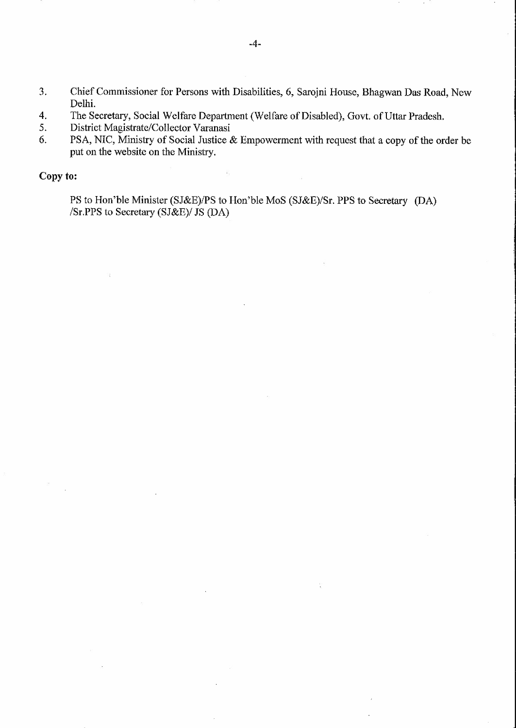3. Chief Commissioner for Persons with Disabilities, 6, Sarojni House, Bhagwan Das Road, New Delhi.
4. The Secretary, Social Welfare Department (Welfare of Disabled), Govt. of Uttar Pradesh.
5. District Magistrate/Collector Varanasi
6. PSA, NIC, Ministry of Social Justice & Empowerment with request that a copy of the order be put on the website on the Ministry.

**Copy to:**

PS to Hon'ble Minister (SJ&E)/PS to Hon'ble MoS (SJ&E)/Sr. PPS to Secretary (DA) /Sr.PPS to Secretary (SJ&E)/ JS (DA)